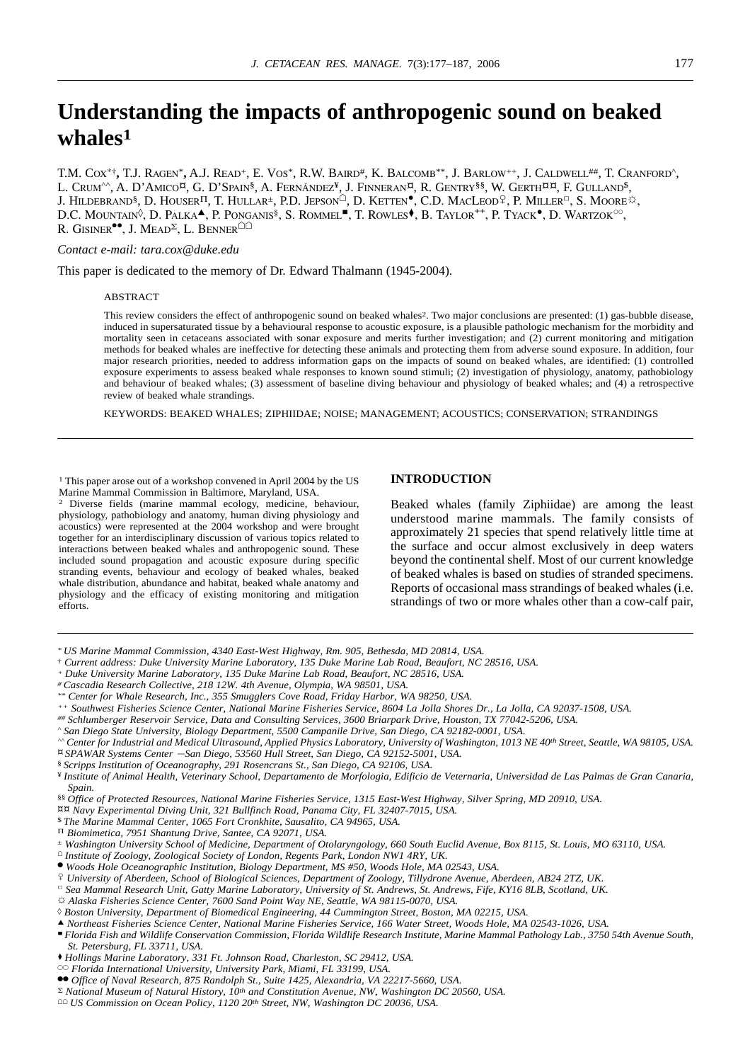# Understanding the impacts of anthropogenic sound on beaked whales[1]

T.M. Cox[*†], T.J. Ragen[*], A.J. Read[+], E. Vos[*], R.W. Baird[#], K. Balcomb[**], J. Barlow[++], J. Caldwell[##], T. Cranford[^], L. Crum[^^], A. D'Amico[¤], G. D'Spain[§], A. Fernández[¥], J. Finneran[¤], R. Gentry[§§], W. Gerth[¤¤], F. Gulland[$], J. Hildebrand[§], D. Houser[π], T. Hullar[±], P.D. Jepson[☖], D. Ketten[●], C.D. MacLeod[♀], P. Miller[□], S. Moore[☼], D.C. Mountain[◊], D. Palka[▲], P. Ponganis[§], S. Rommel[■], T. Rowles[♦], B. Taylor[++], P. Tyack[●], D. Wartzok[○○], R. Gisiner[●●], J. Mead[Σ], L. Benner[☖☖]

*Contact e-mail: tara.cox@duke.edu*

This paper is dedicated to the memory of Dr. Edward Thalmann (1945-2004).

ABSTRACT

This review considers the effect of anthropogenic sound on beaked whales[2]. Two major conclusions are presented: (1) gas-bubble disease, induced in supersaturated tissue by a behavioural response to acoustic exposure, is a plausible pathologic mechanism for the morbidity and mortality seen in cetaceans associated with sonar exposure and merits further investigation; and (2) current monitoring and mitigation methods for beaked whales are ineffective for detecting these animals and protecting them from adverse sound exposure. In addition, four major research priorities, needed to address information gaps on the impacts of sound on beaked whales, are identified: (1) controlled exposure experiments to assess beaked whale responses to known sound stimuli; (2) investigation of physiology, anatomy, pathobiology and behaviour of beaked whales; (3) assessment of baseline diving behaviour and physiology of beaked whales; and (4) a retrospective review of beaked whale strandings.

KEYWORDS: BEAKED WHALES; ZIPHIIDAE; NOISE; MANAGEMENT; ACOUSTICS; CONSERVATION; STRANDINGS

## INTRODUCTION

Beaked whales (family Ziphiidae) are among the least understood marine mammals. The family consists of approximately 21 species that spend relatively little time at the surface and occur almost exclusively in deep waters beyond the continental shelf. Most of our current knowledge of beaked whales is based on studies of stranded specimens. Reports of occasional mass strandings of beaked whales (i.e. strandings of two or more whales other than a cow-calf pair,

[1] This paper arose out of a workshop convened in April 2004 by the US Marine Mammal Commission in Baltimore, Maryland, USA.

[2] Diverse fields (marine mammal ecology, medicine, behaviour, physiology, pathobiology and anatomy, human diving physiology and acoustics) were represented at the 2004 workshop and were brought together for an interdisciplinary discussion of various topics related to interactions between beaked whales and anthropogenic sound. These included sound propagation and acoustic exposure during specific stranding events, behaviour and ecology of beaked whales, beaked whale distribution, abundance and habitat, beaked whale anatomy and physiology and the efficacy of existing monitoring and mitigation efforts.

[*] *US Marine Mammal Commission, 4340 East-West Highway, Rm. 905, Bethesda, MD 20814, USA.*
[†] *Current address: Duke University Marine Laboratory, 135 Duke Marine Lab Road, Beaufort, NC 28516, USA.*
[+] *Duke University Marine Laboratory, 135 Duke Marine Lab Road, Beaufort, NC 28516, USA.*
[#] *Cascadia Research Collective, 218 12W. 4th Avenue, Olympia, WA 98501, USA.*
[**] *Center for Whale Research, Inc., 355 Smugglers Cove Road, Friday Harbor, WA 98250, USA.*
[++] *Southwest Fisheries Science Center, National Marine Fisheries Service, 8604 La Jolla Shores Dr., La Jolla, CA 92037-1508, USA.*
[##] *Schlumberger Reservoir Service, Data and Consulting Services, 3600 Briarpark Drive, Houston, TX 77042-5206, USA.*
[^] *San Diego State University, Biology Department, 5500 Campanile Drive, San Diego, CA 92182-0001, USA.*
[^^] *Center for Industrial and Medical Ultrasound, Applied Physics Laboratory, University of Washington, 1013 NE 40th Street, Seattle, WA 98105, USA.*
[¤] *SPAWAR Systems Center –San Diego, 53560 Hull Street, San Diego, CA 92152-5001, USA.*
[§] *Scripps Institution of Oceanography, 291 Rosencrans St., San Diego, CA 92106, USA.*
[¥] *Institute of Animal Health, Veterinary School, Departamento de Morfologia, Edificio de Veterinaria, Universidad de Las Palmas de Gran Canaria, Spain.*
[§§] *Office of Protected Resources, National Marine Fisheries Service, 1315 East-West Highway, Silver Spring, MD 20910, USA.*
[¤¤] *Navy Experimental Diving Unit, 321 Bullfinch Road, Panama City, FL 32407-7015, USA.*
[$] *The Marine Mammal Center, 1065 Fort Cronkhite, Sausalito, CA 94965, USA.*
[π] *Biomimetica, 7951 Shantung Drive, Santee, CA 92071, USA.*
[±] *Washington University School of Medicine, Department of Otolaryngology, 660 South Euclid Avenue, Box 8115, St. Louis, MO 63110, USA.*
[☖] *Institute of Zoology, Zoological Society of London, Regents Park, London NW1 4RY, UK.*
[●] *Woods Hole Oceanographic Institution, Biology Department, MS #50, Woods Hole, MA 02543, USA.*
[♀] *University of Aberdeen, School of Biological Sciences, Department of Zoology, Tillydrone Avenue, Aberdeen, AB24 2TZ, UK.*
[□] *Sea Mammal Research Unit, Gatty Marine Laboratory, University of St. Andrews, St. Andrews, Fife, KY16 8LB, Scotland, UK.*
[☼] *Alaska Fisheries Science Center, 7600 Sand Point Way NE, Seattle, WA 98115-0070, USA.*
[◊] *Boston University, Department of Biomedical Engineering, 44 Cummington Street, Boston, MA 02215, USA.*
[▲] *Northeast Fisheries Science Center, National Marine Fisheries Service, 166 Water Street, Woods Hole, MA 02543-1026, USA.*
[■] *Florida Fish and Wildlife Conservation Commission, Florida Wildlife Research Institute, Marine Mammal Pathology Lab., 3750 54th Avenue South, St. Petersburg, FL 33711, USA.*
[♦] *Hollings Marine Laboratory, 331 Ft. Johnson Road, Charleston, SC 29412, USA.*
[○○] *Florida International University, University Park, Miami, FL 33199, USA.*
[●●] *Office of Naval Research, 875 Randolph St., Suite 1425, Alexandria, VA 22217-5660, USA.*
[Σ] *National Museum of Natural History, 10th and Constitution Avenue, NW, Washington DC 20560, USA.*
[☖☖] *US Commission on Ocean Policy, 1120 20th Street, NW, Washington DC 20036, USA.*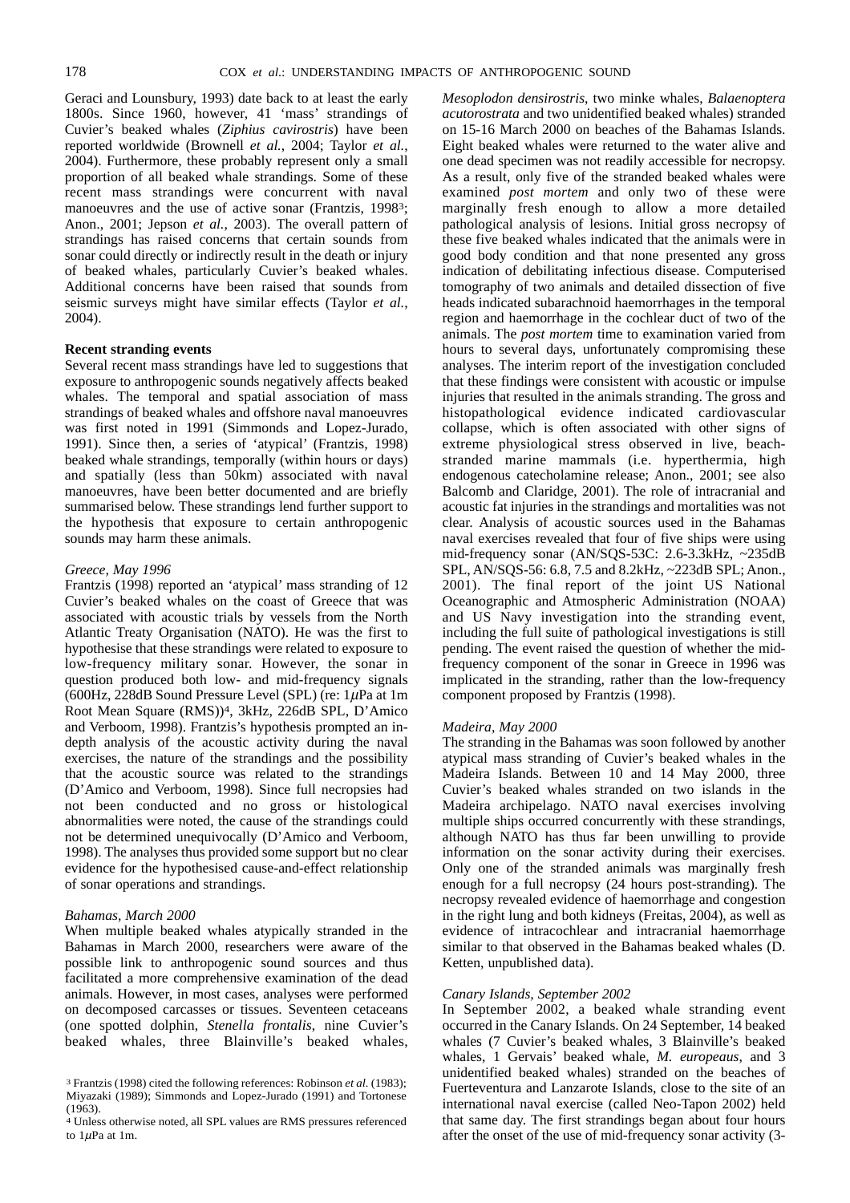Geraci and Lounsbury, 1993) date back to at least the early 1800s. Since 1960, however, 41 'mass' strandings of Cuvier's beaked whales (*Ziphius cavirostris*) have been reported worldwide (Brownell *et al.*, 2004; Taylor *et al.*, 2004). Furthermore, these probably represent only a small proportion of all beaked whale strandings. Some of these recent mass strandings were concurrent with naval manoeuvres and the use of active sonar (Frantzis, 1998[3]; Anon., 2001; Jepson *et al.*, 2003). The overall pattern of strandings has raised concerns that certain sounds from sonar could directly or indirectly result in the death or injury of beaked whales, particularly Cuvier's beaked whales. Additional concerns have been raised that sounds from seismic surveys might have similar effects (Taylor *et al.*, 2004).

**Recent stranding events**

Several recent mass strandings have led to suggestions that exposure to anthropogenic sounds negatively affects beaked whales. The temporal and spatial association of mass strandings of beaked whales and offshore naval manoeuvres was first noted in 1991 (Simmonds and Lopez-Jurado, 1991). Since then, a series of 'atypical' (Frantzis, 1998) beaked whale strandings, temporally (within hours or days) and spatially (less than 50km) associated with naval manoeuvres, have been better documented and are briefly summarised below. These strandings lend further support to the hypothesis that exposure to certain anthropogenic sounds may harm these animals.

*Greece, May 1996*

Frantzis (1998) reported an 'atypical' mass stranding of 12 Cuvier's beaked whales on the coast of Greece that was associated with acoustic trials by vessels from the North Atlantic Treaty Organisation (NATO). He was the first to hypothesise that these strandings were related to exposure to low-frequency military sonar. However, the sonar in question produced both low- and mid-frequency signals (600Hz, 228dB Sound Pressure Level (SPL) (re: 1$\mu$Pa at 1m Root Mean Square (RMS))[4], 3kHz, 226dB SPL, D'Amico and Verboom, 1998). Frantzis's hypothesis prompted an in-depth analysis of the acoustic activity during the naval exercises, the nature of the strandings and the possibility that the acoustic source was related to the strandings (D'Amico and Verboom, 1998). Since full necropsies had not been conducted and no gross or histological abnormalities were noted, the cause of the strandings could not be determined unequivocally (D'Amico and Verboom, 1998). The analyses thus provided some support but no clear evidence for the hypothesised cause-and-effect relationship of sonar operations and strandings.

*Bahamas, March 2000*

When multiple beaked whales atypically stranded in the Bahamas in March 2000, researchers were aware of the possible link to anthropogenic sound sources and thus facilitated a more comprehensive examination of the dead animals. However, in most cases, analyses were performed on decomposed carcasses or tissues. Seventeen cetaceans (one spotted dolphin, *Stenella frontalis*, nine Cuvier's beaked whales, three Blainville's beaked whales, *Mesoplodon densirostris*, two minke whales, *Balaenoptera acutorostrata* and two unidentified beaked whales) stranded on 15-16 March 2000 on beaches of the Bahamas Islands. Eight beaked whales were returned to the water alive and one dead specimen was not readily accessible for necropsy. As a result, only five of the stranded beaked whales were examined *post mortem* and only two of these were marginally fresh enough to allow a more detailed pathological analysis of lesions. Initial gross necropsy of these five beaked whales indicated that the animals were in good body condition and that none presented any gross indication of debilitating infectious disease. Computerised tomography of two animals and detailed dissection of five heads indicated subarachnoid haemorrhages in the temporal region and haemorrhage in the cochlear duct of two of the animals. The *post mortem* time to examination varied from hours to several days, unfortunately compromising these analyses. The interim report of the investigation concluded that these findings were consistent with acoustic or impulse injuries that resulted in the animals stranding. The gross and histopathological evidence indicated cardiovascular collapse, which is often associated with other signs of extreme physiological stress observed in live, beach-stranded marine mammals (i.e. hyperthermia, high endogenous catecholamine release; Anon., 2001; see also Balcomb and Claridge, 2001). The role of intracranial and acoustic fat injuries in the strandings and mortalities was not clear. Analysis of acoustic sources used in the Bahamas naval exercises revealed that four of five ships were using mid-frequency sonar (AN/SQS-53C: 2.6-3.3kHz, ~235dB SPL, AN/SQS-56: 6.8, 7.5 and 8.2kHz, ~223dB SPL; Anon., 2001). The final report of the joint US National Oceanographic and Atmospheric Administration (NOAA) and US Navy investigation into the stranding event, including the full suite of pathological investigations is still pending. The event raised the question of whether the mid-frequency component of the sonar in Greece in 1996 was implicated in the stranding, rather than the low-frequency component proposed by Frantzis (1998).

*Madeira, May 2000*

The stranding in the Bahamas was soon followed by another atypical mass stranding of Cuvier's beaked whales in the Madeira Islands. Between 10 and 14 May 2000, three Cuvier's beaked whales stranded on two islands in the Madeira archipelago. NATO naval exercises involving multiple ships occurred concurrently with these strandings, although NATO has thus far been unwilling to provide information on the sonar activity during their exercises. Only one of the stranded animals was marginally fresh enough for a full necropsy (24 hours post-stranding). The necropsy revealed evidence of haemorrhage and congestion in the right lung and both kidneys (Freitas, 2004), as well as evidence of intracochlear and intracranial haemorrhage similar to that observed in the Bahamas beaked whales (D. Ketten, unpublished data).

*Canary Islands, September 2002*

In September 2002, a beaked whale stranding event occurred in the Canary Islands. On 24 September, 14 beaked whales (7 Cuvier's beaked whales, 3 Blainville's beaked whales, 1 Gervais' beaked whale, *M. europeaus*, and 3 unidentified beaked whales) stranded on the beaches of Fuerteventura and Lanzarote Islands, close to the site of an international naval exercise (called Neo-Tapon 2002) held that same day. The first strandings began about four hours after the onset of the use of mid-frequency sonar activity (3-

[3] Frantzis (1998) cited the following references: Robinson *et al.* (1983); Miyazaki (1989); Simmonds and Lopez-Jurado (1991) and Tortonese (1963).

[4] Unless otherwise noted, all SPL values are RMS pressures referenced to 1$\mu$Pa at 1m.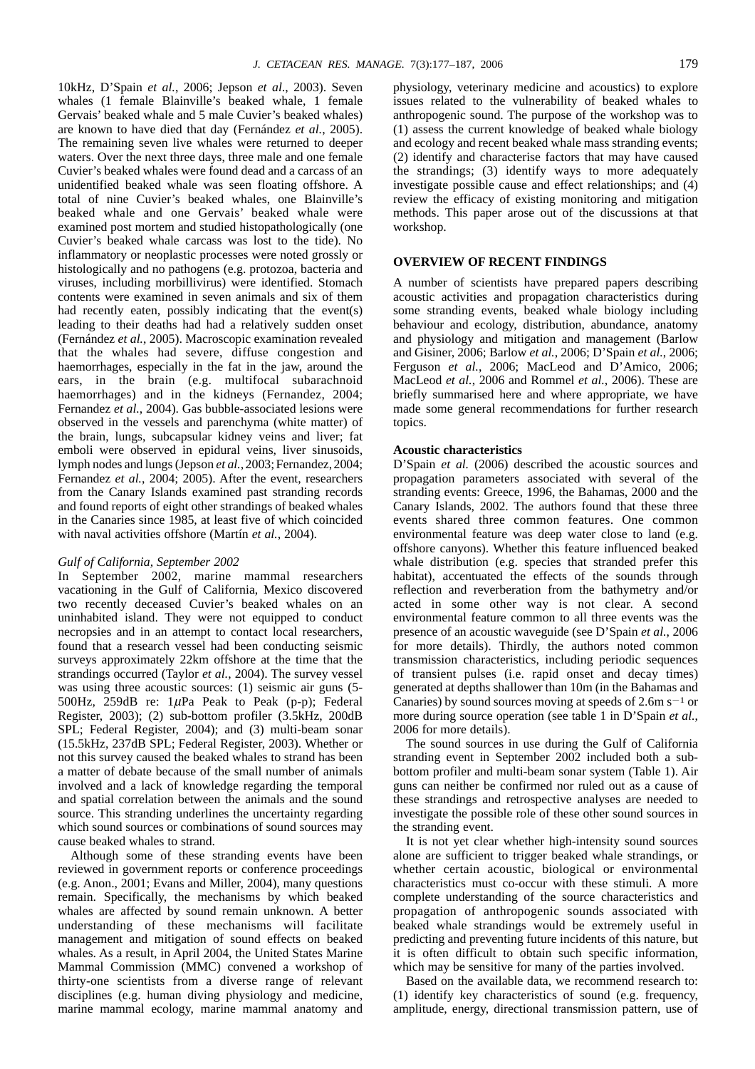10kHz, D'Spain *et al.*, 2006; Jepson *et al*., 2003). Seven whales (1 female Blainville's beaked whale, 1 female Gervais' beaked whale and 5 male Cuvier's beaked whales) are known to have died that day (Fernández *et al.*, 2005). The remaining seven live whales were returned to deeper waters. Over the next three days, three male and one female Cuvier's beaked whales were found dead and a carcass of an unidentified beaked whale was seen floating offshore. A total of nine Cuvier's beaked whales, one Blainville's beaked whale and one Gervais' beaked whale were examined post mortem and studied histopathologically (one Cuvier's beaked whale carcass was lost to the tide). No inflammatory or neoplastic processes were noted grossly or histologically and no pathogens (e.g. protozoa, bacteria and viruses, including morbillivirus) were identified. Stomach contents were examined in seven animals and six of them had recently eaten, possibly indicating that the event(s) leading to their deaths had had a relatively sudden onset (Fernández *et al.*, 2005). Macroscopic examination revealed that the whales had severe, diffuse congestion and haemorrhages, especially in the fat in the jaw, around the ears, in the brain (e.g. multifocal subarachnoid haemorrhages) and in the kidneys (Fernandez, 2004; Fernandez *et al.*, 2004). Gas bubble-associated lesions were observed in the vessels and parenchyma (white matter) of the brain, lungs, subcapsular kidney veins and liver; fat emboli were observed in epidural veins, liver sinusoids, lymph nodes and lungs (Jepson *et al.*, 2003; Fernandez, 2004; Fernandez *et al.*, 2004; 2005). After the event, researchers from the Canary Islands examined past stranding records and found reports of eight other strandings of beaked whales in the Canaries since 1985, at least five of which coincided with naval activities offshore (Martín *et al.*, 2004).

*Gulf of California, September 2002*

In September 2002, marine mammal researchers vacationing in the Gulf of California, Mexico discovered two recently deceased Cuvier's beaked whales on an uninhabited island. They were not equipped to conduct necropsies and in an attempt to contact local researchers, found that a research vessel had been conducting seismic surveys approximately 22km offshore at the time that the strandings occurred (Taylor *et al.*, 2004). The survey vessel was using three acoustic sources: (1) seismic air guns (5-500Hz, 259dB re: 1$\mu$Pa Peak to Peak (p-p); Federal Register, 2003); (2) sub-bottom profiler (3.5kHz, 200dB SPL; Federal Register, 2004); and (3) multi-beam sonar (15.5kHz, 237dB SPL; Federal Register, 2003). Whether or not this survey caused the beaked whales to strand has been a matter of debate because of the small number of animals involved and a lack of knowledge regarding the temporal and spatial correlation between the animals and the sound source. This stranding underlines the uncertainty regarding which sound sources or combinations of sound sources may cause beaked whales to strand.

Although some of these stranding events have been reviewed in government reports or conference proceedings (e.g. Anon., 2001; Evans and Miller, 2004), many questions remain. Specifically, the mechanisms by which beaked whales are affected by sound remain unknown. A better understanding of these mechanisms will facilitate management and mitigation of sound effects on beaked whales. As a result, in April 2004, the United States Marine Mammal Commission (MMC) convened a workshop of thirty-one scientists from a diverse range of relevant disciplines (e.g. human diving physiology and medicine, marine mammal ecology, marine mammal anatomy and physiology, veterinary medicine and acoustics) to explore issues related to the vulnerability of beaked whales to anthropogenic sound. The purpose of the workshop was to (1) assess the current knowledge of beaked whale biology and ecology and recent beaked whale mass stranding events; (2) identify and characterise factors that may have caused the strandings; (3) identify ways to more adequately investigate possible cause and effect relationships; and (4) review the efficacy of existing monitoring and mitigation methods. This paper arose out of the discussions at that workshop.

## OVERVIEW OF RECENT FINDINGS

A number of scientists have prepared papers describing acoustic activities and propagation characteristics during some stranding events, beaked whale biology including behaviour and ecology, distribution, abundance, anatomy and physiology and mitigation and management (Barlow and Gisiner, 2006; Barlow *et al.*, 2006; D'Spain *et al.*, 2006; Ferguson *et al.*, 2006; MacLeod and D'Amico, 2006; MacLeod *et al.*, 2006 and Rommel *et al.*, 2006). These are briefly summarised here and where appropriate, we have made some general recommendations for further research topics.

### Acoustic characteristics

D'Spain *et al.* (2006) described the acoustic sources and propagation parameters associated with several of the stranding events: Greece, 1996, the Bahamas, 2000 and the Canary Islands, 2002. The authors found that these three events shared three common features. One common environmental feature was deep water close to land (e.g. offshore canyons). Whether this feature influenced beaked whale distribution (e.g. species that stranded prefer this habitat), accentuated the effects of the sounds through reflection and reverberation from the bathymetry and/or acted in some other way is not clear. A second environmental feature common to all three events was the presence of an acoustic waveguide (see D'Spain *et al.*, 2006 for more details). Thirdly, the authors noted common transmission characteristics, including periodic sequences of transient pulses (i.e. rapid onset and decay times) generated at depths shallower than 10m (in the Bahamas and Canaries) by sound sources moving at speeds of 2.6m $s^{-1}$ or more during source operation (see table 1 in D'Spain *et al.*, 2006 for more details).

The sound sources in use during the Gulf of California stranding event in September 2002 included both a sub-bottom profiler and multi-beam sonar system (Table 1). Air guns can neither be confirmed nor ruled out as a cause of these strandings and retrospective analyses are needed to investigate the possible role of these other sound sources in the stranding event.

It is not yet clear whether high-intensity sound sources alone are sufficient to trigger beaked whale strandings, or whether certain acoustic, biological or environmental characteristics must co-occur with these stimuli. A more complete understanding of the source characteristics and propagation of anthropogenic sounds associated with beaked whale strandings would be extremely useful in predicting and preventing future incidents of this nature, but it is often difficult to obtain such specific information, which may be sensitive for many of the parties involved.

Based on the available data, we recommend research to: (1) identify key characteristics of sound (e.g. frequency, amplitude, energy, directional transmission pattern, use of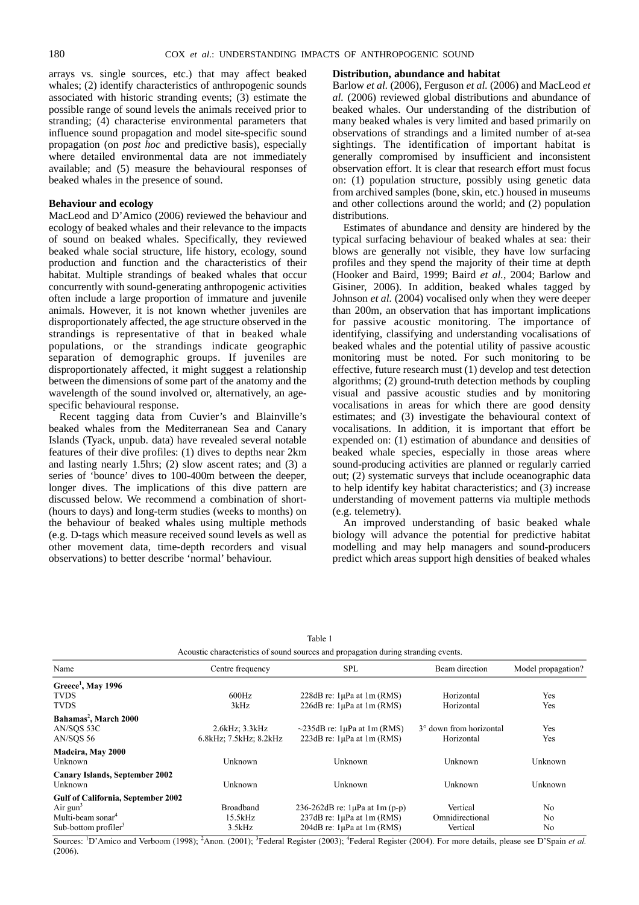arrays vs. single sources, etc.) that may affect beaked whales; (2) identify characteristics of anthropogenic sounds associated with historic stranding events; (3) estimate the possible range of sound levels the animals received prior to stranding; (4) characterise environmental parameters that influence sound propagation and model site-specific sound propagation (on *post hoc* and predictive basis), especially where detailed environmental data are not immediately available; and (5) measure the behavioural responses of beaked whales in the presence of sound.

**Behaviour and ecology**

MacLeod and D'Amico (2006) reviewed the behaviour and ecology of beaked whales and their relevance to the impacts of sound on beaked whales. Specifically, they reviewed beaked whale social structure, life history, ecology, sound production and function and the characteristics of their habitat. Multiple strandings of beaked whales that occur concurrently with sound-generating anthropogenic activities often include a large proportion of immature and juvenile animals. However, it is not known whether juveniles are disproportionately affected, the age structure observed in the strandings is representative of that in beaked whale populations, or the strandings indicate geographic separation of demographic groups. If juveniles are disproportionately affected, it might suggest a relationship between the dimensions of some part of the anatomy and the wavelength of the sound involved or, alternatively, an age-specific behavioural response.

Recent tagging data from Cuvier's and Blainville's beaked whales from the Mediterranean Sea and Canary Islands (Tyack, unpub. data) have revealed several notable features of their dive profiles: (1) dives to depths near 2km and lasting nearly 1.5hrs; (2) slow ascent rates; and (3) a series of 'bounce' dives to 100-400m between the deeper, longer dives. The implications of this dive pattern are discussed below. We recommend a combination of short- (hours to days) and long-term studies (weeks to months) on the behaviour of beaked whales using multiple methods (e.g. D-tags which measure received sound levels as well as other movement data, time-depth recorders and visual observations) to better describe 'normal' behaviour.

**Distribution, abundance and habitat**

Barlow *et al.* (2006), Ferguson *et al.* (2006) and MacLeod *et al.* (2006) reviewed global distributions and abundance of beaked whales. Our understanding of the distribution of many beaked whales is very limited and based primarily on observations of strandings and a limited number of at-sea sightings. The identification of important habitat is generally compromised by insufficient and inconsistent observation effort. It is clear that research effort must focus on: (1) population structure, possibly using genetic data from archived samples (bone, skin, etc.) housed in museums and other collections around the world; and (2) population distributions.

Estimates of abundance and density are hindered by the typical surfacing behaviour of beaked whales at sea: their blows are generally not visible, they have low surfacing profiles and they spend the majority of their time at depth (Hooker and Baird, 1999; Baird *et al.*, 2004; Barlow and Gisiner, 2006). In addition, beaked whales tagged by Johnson *et al.* (2004) vocalised only when they were deeper than 200m, an observation that has important implications for passive acoustic monitoring. The importance of identifying, classifying and understanding vocalisations of beaked whales and the potential utility of passive acoustic monitoring must be noted. For such monitoring to be effective, future research must (1) develop and test detection algorithms; (2) ground-truth detection methods by coupling visual and passive acoustic studies and by monitoring vocalisations in areas for which there are good density estimates; and (3) investigate the behavioural context of vocalisations. In addition, it is important that effort be expended on: (1) estimation of abundance and densities of beaked whale species, especially in those areas where sound-producing activities are planned or regularly carried out; (2) systematic surveys that include oceanographic data to help identify key habitat characteristics; and (3) increase understanding of movement patterns via multiple methods (e.g. telemetry).

An improved understanding of basic beaked whale biology will advance the potential for predictive habitat modelling and may help managers and sound-producers predict which areas support high densities of beaked whales

Table 1
Acoustic characteristics of sound sources and propagation during stranding events.

| Name | Centre frequency | SPL | Beam direction | Model propagation? |
|---|---|---|---|---|
| **Greece[1], May 1996** | | | | |
| TVDS | 600Hz | 228dB re: 1µPa at 1m (RMS) | Horizontal | Yes |
| TVDS | 3kHz | 226dB re: 1µPa at 1m (RMS) | Horizontal | Yes |
| **Bahamas[2], March 2000** | | | | |
| AN/SQS 53C | 2.6kHz; 3.3kHz | ~235dB re: 1µPa at 1m (RMS) | 3° down from horizontal | Yes |
| AN/SQS 56 | 6.8kHz; 7.5kHz; 8.2kHz | 223dB re: 1µPa at 1m (RMS) | Horizontal | Yes |
| **Madeira, May 2000** | | | | |
| Unknown | Unknown | Unknown | Unknown | Unknown |
| **Canary Islands, September 2002** | | | | |
| Unknown | Unknown | Unknown | Unknown | Unknown |
| **Gulf of California, September 2002** | | | | |
| Air gun[3] | Broadband | 236-262dB re: 1µPa at 1m (p-p) | Vertical | No |
| Multi-beam sonar[4] | 15.5kHz | 237dB re: 1µPa at 1m (RMS) | Omnidirectional | No |
| Sub-bottom profiler[3] | 3.5kHz | 204dB re: 1µPa at 1m (RMS) | Vertical | No |

Sources: [1]D'Amico and Verboom (1998); [2]Anon. (2001); [3]Federal Register (2003); [4]Federal Register (2004). For more details, please see D'Spain *et al.* (2006).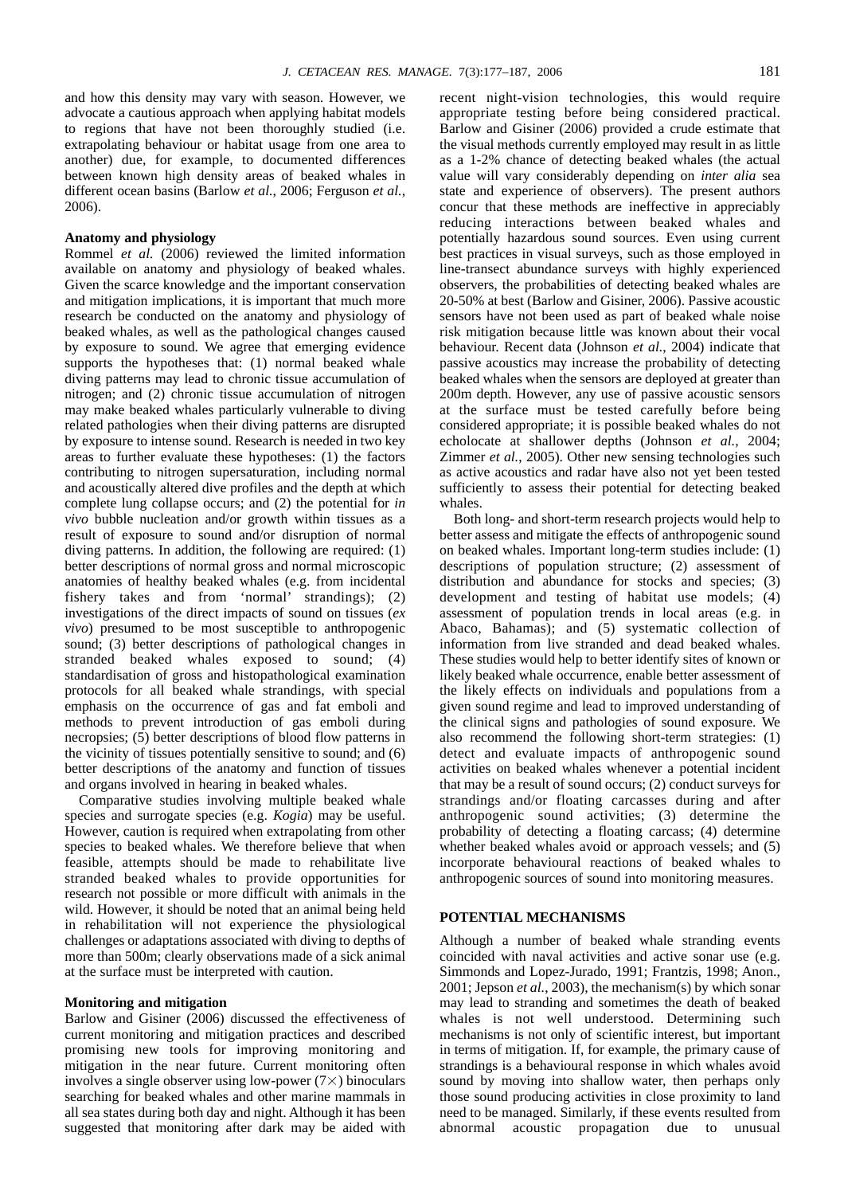and how this density may vary with season. However, we advocate a cautious approach when applying habitat models to regions that have not been thoroughly studied (i.e. extrapolating behaviour or habitat usage from one area to another) due, for example, to documented differences between known high density areas of beaked whales in different ocean basins (Barlow *et al.*, 2006; Ferguson *et al.*, 2006).

### Anatomy and physiology

Rommel *et al.* (2006) reviewed the limited information available on anatomy and physiology of beaked whales. Given the scarce knowledge and the important conservation and mitigation implications, it is important that much more research be conducted on the anatomy and physiology of beaked whales, as well as the pathological changes caused by exposure to sound. We agree that emerging evidence supports the hypotheses that: (1) normal beaked whale diving patterns may lead to chronic tissue accumulation of nitrogen; and (2) chronic tissue accumulation of nitrogen may make beaked whales particularly vulnerable to diving related pathologies when their diving patterns are disrupted by exposure to intense sound. Research is needed in two key areas to further evaluate these hypotheses: (1) the factors contributing to nitrogen supersaturation, including normal and acoustically altered dive profiles and the depth at which complete lung collapse occurs; and (2) the potential for *in vivo* bubble nucleation and/or growth within tissues as a result of exposure to sound and/or disruption of normal diving patterns. In addition, the following are required: (1) better descriptions of normal gross and normal microscopic anatomies of healthy beaked whales (e.g. from incidental fishery takes and from 'normal' strandings); (2) investigations of the direct impacts of sound on tissues (*ex vivo*) presumed to be most susceptible to anthropogenic sound; (3) better descriptions of pathological changes in stranded beaked whales exposed to sound; (4) standardisation of gross and histopathological examination protocols for all beaked whale strandings, with special emphasis on the occurrence of gas and fat emboli and methods to prevent introduction of gas emboli during necropsies; (5) better descriptions of blood flow patterns in the vicinity of tissues potentially sensitive to sound; and (6) better descriptions of the anatomy and function of tissues and organs involved in hearing in beaked whales.

Comparative studies involving multiple beaked whale species and surrogate species (e.g. *Kogia*) may be useful. However, caution is required when extrapolating from other species to beaked whales. We therefore believe that when feasible, attempts should be made to rehabilitate live stranded beaked whales to provide opportunities for research not possible or more difficult with animals in the wild. However, it should be noted that an animal being held in rehabilitation will not experience the physiological challenges or adaptations associated with diving to depths of more than 500m; clearly observations made of a sick animal at the surface must be interpreted with caution.

### Monitoring and mitigation

Barlow and Gisiner (2006) discussed the effectiveness of current monitoring and mitigation practices and described promising new tools for improving monitoring and mitigation in the near future. Current monitoring often involves a single observer using low-power (7×) binoculars searching for beaked whales and other marine mammals in all sea states during both day and night. Although it has been suggested that monitoring after dark may be aided with recent night-vision technologies, this would require appropriate testing before being considered practical. Barlow and Gisiner (2006) provided a crude estimate that the visual methods currently employed may result in as little as a 1-2% chance of detecting beaked whales (the actual value will vary considerably depending on *inter alia* sea state and experience of observers). The present authors concur that these methods are ineffective in appreciably reducing interactions between beaked whales and potentially hazardous sound sources. Even using current best practices in visual surveys, such as those employed in line-transect abundance surveys with highly experienced observers, the probabilities of detecting beaked whales are 20-50% at best (Barlow and Gisiner, 2006). Passive acoustic sensors have not been used as part of beaked whale noise risk mitigation because little was known about their vocal behaviour. Recent data (Johnson *et al.*, 2004) indicate that passive acoustics may increase the probability of detecting beaked whales when the sensors are deployed at greater than 200m depth. However, any use of passive acoustic sensors at the surface must be tested carefully before being considered appropriate; it is possible beaked whales do not echolocate at shallower depths (Johnson *et al.*, 2004; Zimmer *et al.*, 2005). Other new sensing technologies such as active acoustics and radar have also not yet been tested sufficiently to assess their potential for detecting beaked whales.

Both long- and short-term research projects would help to better assess and mitigate the effects of anthropogenic sound on beaked whales. Important long-term studies include: (1) descriptions of population structure; (2) assessment of distribution and abundance for stocks and species; (3) development and testing of habitat use models; (4) assessment of population trends in local areas (e.g. in Abaco, Bahamas); and (5) systematic collection of information from live stranded and dead beaked whales. These studies would help to better identify sites of known or likely beaked whale occurrence, enable better assessment of the likely effects on individuals and populations from a given sound regime and lead to improved understanding of the clinical signs and pathologies of sound exposure. We also recommend the following short-term strategies: (1) detect and evaluate impacts of anthropogenic sound activities on beaked whales whenever a potential incident that may be a result of sound occurs; (2) conduct surveys for strandings and/or floating carcasses during and after anthropogenic sound activities; (3) determine the probability of detecting a floating carcass; (4) determine whether beaked whales avoid or approach vessels; and (5) incorporate behavioural reactions of beaked whales to anthropogenic sources of sound into monitoring measures.

## POTENTIAL MECHANISMS

Although a number of beaked whale stranding events coincided with naval activities and active sonar use (e.g. Simmonds and Lopez-Jurado, 1991; Frantzis, 1998; Anon., 2001; Jepson *et al.*, 2003), the mechanism(s) by which sonar may lead to stranding and sometimes the death of beaked whales is not well understood. Determining such mechanisms is not only of scientific interest, but important in terms of mitigation. If, for example, the primary cause of strandings is a behavioural response in which whales avoid sound by moving into shallow water, then perhaps only those sound producing activities in close proximity to land need to be managed. Similarly, if these events resulted from abnormal acoustic propagation due to unusual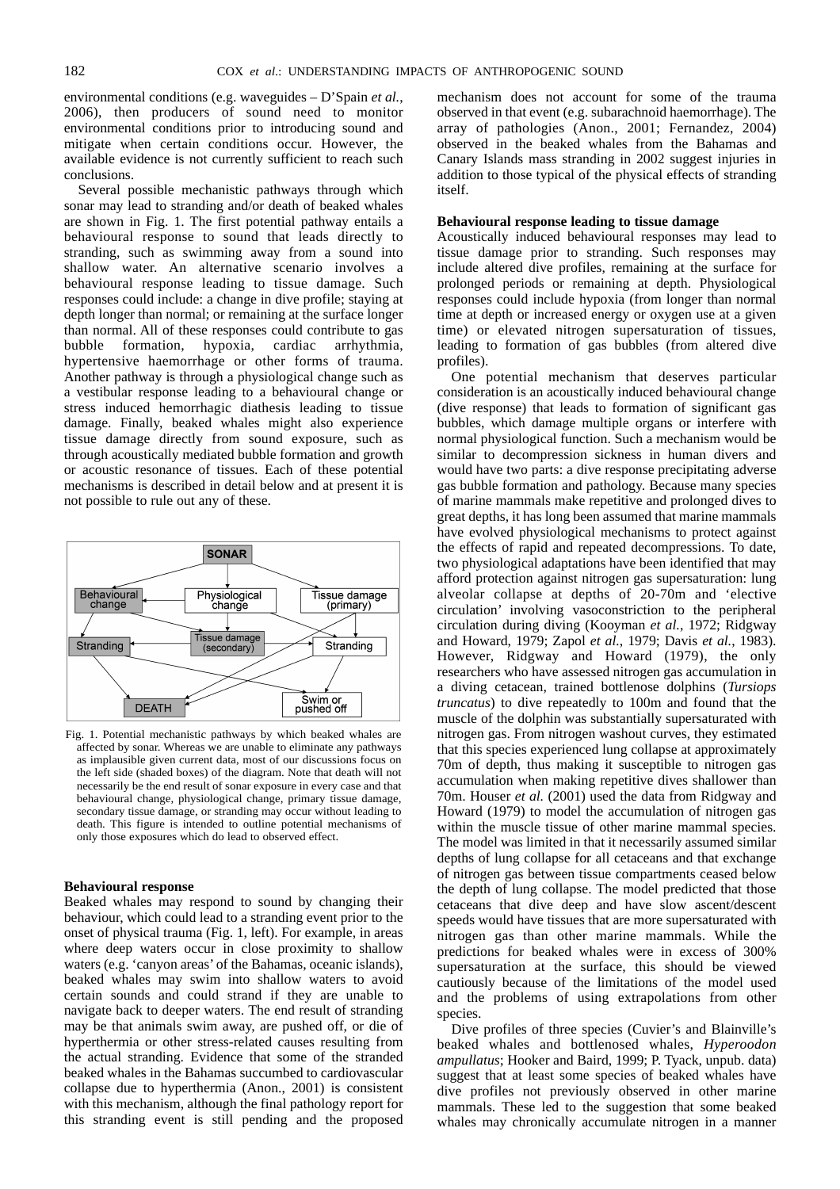environmental conditions (e.g. waveguides – D'Spain *et al.*, 2006), then producers of sound need to monitor environmental conditions prior to introducing sound and mitigate when certain conditions occur. However, the available evidence is not currently sufficient to reach such conclusions.

Several possible mechanistic pathways through which sonar may lead to stranding and/or death of beaked whales are shown in Fig. 1. The first potential pathway entails a behavioural response to sound that leads directly to stranding, such as swimming away from a sound into shallow water. An alternative scenario involves a behavioural response leading to tissue damage. Such responses could include: a change in dive profile; staying at depth longer than normal; or remaining at the surface longer than normal. All of these responses could contribute to gas bubble formation, hypoxia, cardiac arrhythmia, hypertensive haemorrhage or other forms of trauma. Another pathway is through a physiological change such as a vestibular response leading to a behavioural change or stress induced hemorrhagic diathesis leading to tissue damage. Finally, beaked whales might also experience tissue damage directly from sound exposure, such as through acoustically mediated bubble formation and growth or acoustic resonance of tissues. Each of these potential mechanisms is described in detail below and at present it is not possible to rule out any of these.

Fig. 1. Potential mechanistic pathways by which beaked whales are affected by sonar. Whereas we are unable to eliminate any pathways as implausible given current data, most of our discussions focus on the left side (shaded boxes) of the diagram. Note that death will not necessarily be the end result of sonar exposure in every case and that behavioural change, physiological change, primary tissue damage, secondary tissue damage, or stranding may occur without leading to death. This figure is intended to outline potential mechanisms of only those exposures which do lead to observed effect.

### Behavioural response

Beaked whales may respond to sound by changing their behaviour, which could lead to a stranding event prior to the onset of physical trauma (Fig. 1, left). For example, in areas where deep waters occur in close proximity to shallow waters (e.g. 'canyon areas' of the Bahamas, oceanic islands), beaked whales may swim into shallow waters to avoid certain sounds and could strand if they are unable to navigate back to deeper waters. The end result of stranding may be that animals swim away, are pushed off, or die of hyperthermia or other stress-related causes resulting from the actual stranding. Evidence that some of the stranded beaked whales in the Bahamas succumbed to cardiovascular collapse due to hyperthermia (Anon., 2001) is consistent with this mechanism, although the final pathology report for this stranding event is still pending and the proposed mechanism does not account for some of the trauma observed in that event (e.g. subarachnoid haemorrhage). The array of pathologies (Anon., 2001; Fernandez, 2004) observed in the beaked whales from the Bahamas and Canary Islands mass stranding in 2002 suggest injuries in addition to those typical of the physical effects of stranding itself.

### Behavioural response leading to tissue damage

Acoustically induced behavioural responses may lead to tissue damage prior to stranding. Such responses may include altered dive profiles, remaining at the surface for prolonged periods or remaining at depth. Physiological responses could include hypoxia (from longer than normal time at depth or increased energy or oxygen use at a given time) or elevated nitrogen supersaturation of tissues, leading to formation of gas bubbles (from altered dive profiles).

One potential mechanism that deserves particular consideration is an acoustically induced behavioural change (dive response) that leads to formation of significant gas bubbles, which damage multiple organs or interfere with normal physiological function. Such a mechanism would be similar to decompression sickness in human divers and would have two parts: a dive response precipitating adverse gas bubble formation and pathology. Because many species of marine mammals make repetitive and prolonged dives to great depths, it has long been assumed that marine mammals have evolved physiological mechanisms to protect against the effects of rapid and repeated decompressions. To date, two physiological adaptations have been identified that may afford protection against nitrogen gas supersaturation: lung alveolar collapse at depths of 20-70m and 'elective circulation' involving vasoconstriction to the peripheral circulation during diving (Kooyman *et al.*, 1972; Ridgway and Howard, 1979; Zapol *et al.*, 1979; Davis *et al.*, 1983). However, Ridgway and Howard (1979), the only researchers who have assessed nitrogen gas accumulation in a diving cetacean, trained bottlenose dolphins (*Tursiops truncatus*) to dive repeatedly to 100m and found that the muscle of the dolphin was substantially supersaturated with nitrogen gas. From nitrogen washout curves, they estimated that this species experienced lung collapse at approximately 70m of depth, thus making it susceptible to nitrogen gas accumulation when making repetitive dives shallower than 70m. Houser *et al.* (2001) used the data from Ridgway and Howard (1979) to model the accumulation of nitrogen gas within the muscle tissue of other marine mammal species. The model was limited in that it necessarily assumed similar depths of lung collapse for all cetaceans and that exchange of nitrogen gas between tissue compartments ceased below the depth of lung collapse. The model predicted that those cetaceans that dive deep and have slow ascent/descent speeds would have tissues that are more supersaturated with nitrogen gas than other marine mammals. While the predictions for beaked whales were in excess of 300% supersaturation at the surface, this should be viewed cautiously because of the limitations of the model used and the problems of using extrapolations from other species.

Dive profiles of three species (Cuvier's and Blainville's beaked whales and bottlenosed whales, *Hyperoodon ampullatus*; Hooker and Baird, 1999; P. Tyack, unpub. data) suggest that at least some species of beaked whales have dive profiles not previously observed in other marine mammals. These led to the suggestion that some beaked whales may chronically accumulate nitrogen in a manner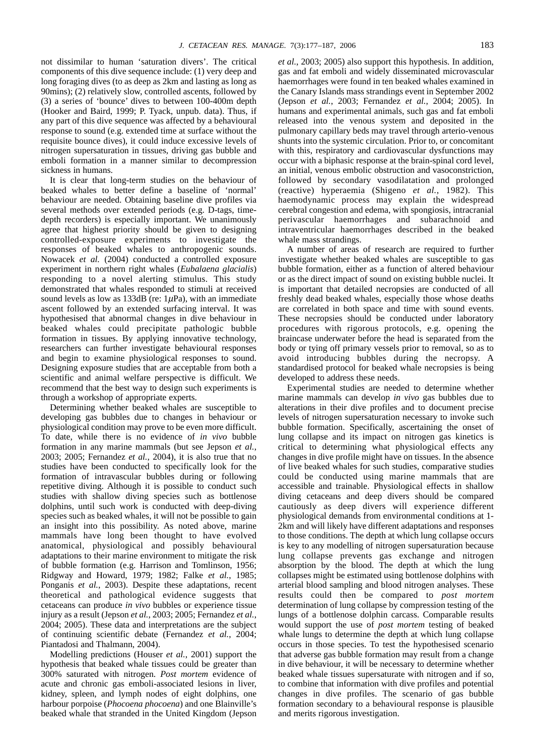not dissimilar to human 'saturation divers'. The critical components of this dive sequence include: (1) very deep and long foraging dives (to as deep as 2km and lasting as long as 90mins); (2) relatively slow, controlled ascents, followed by (3) a series of 'bounce' dives to between 100-400m depth (Hooker and Baird, 1999; P. Tyack, unpub. data). Thus, if any part of this dive sequence was affected by a behavioural response to sound (e.g. extended time at surface without the requisite bounce dives), it could induce excessive levels of nitrogen supersaturation in tissues, driving gas bubble and emboli formation in a manner similar to decompression sickness in humans.

It is clear that long-term studies on the behaviour of beaked whales to better define a baseline of 'normal' behaviour are needed. Obtaining baseline dive profiles via several methods over extended periods (e.g. D-tags, time-depth recorders) is especially important. We unanimously agree that highest priority should be given to designing controlled-exposure experiments to investigate the responses of beaked whales to anthropogenic sounds. Nowacek *et al.* (2004) conducted a controlled exposure experiment in northern right whales (*Eubalaena glacialis*) responding to a novel alerting stimulus. This study demonstrated that whales responded to stimuli at received sound levels as low as 133dB (re: 1$\mu$Pa), with an immediate ascent followed by an extended surfacing interval. It was hypothesised that abnormal changes in dive behaviour in beaked whales could precipitate pathologic bubble formation in tissues. By applying innovative technology, researchers can further investigate behavioural responses and begin to examine physiological responses to sound. Designing exposure studies that are acceptable from both a scientific and animal welfare perspective is difficult. We recommend that the best way to design such experiments is through a workshop of appropriate experts.

Determining whether beaked whales are susceptible to developing gas bubbles due to changes in behaviour or physiological condition may prove to be even more difficult. To date, while there is no evidence of *in vivo* bubble formation in any marine mammals (but see Jepson *et al.*, 2003; 2005; Fernandez *et al.*, 2004), it is also true that no studies have been conducted to specifically look for the formation of intravascular bubbles during or following repetitive diving. Although it is possible to conduct such studies with shallow diving species such as bottlenose dolphins, until such work is conducted with deep-diving species such as beaked whales, it will not be possible to gain an insight into this possibility. As noted above, marine mammals have long been thought to have evolved anatomical, physiological and possibly behavioural adaptations to their marine environment to mitigate the risk of bubble formation (e.g. Harrison and Tomlinson, 1956; Ridgway and Howard, 1979; 1982; Falke *et al.*, 1985; Ponganis *et al.*, 2003). Despite these adaptations, recent theoretical and pathological evidence suggests that cetaceans can produce *in vivo* bubbles or experience tissue injury as a result (Jepson *et al.*, 2003; 2005; Fernandez *et al.*, 2004; 2005). These data and interpretations are the subject of continuing scientific debate (Fernandez *et al.*, 2004; Piantadosi and Thalmann, 2004).

Modelling predictions (Houser *et al.*, 2001) support the hypothesis that beaked whale tissues could be greater than 300% saturated with nitrogen. *Post mortem* evidence of acute and chronic gas emboli-associated lesions in liver, kidney, spleen, and lymph nodes of eight dolphins, one harbour porpoise (*Phocoena phocoena*) and one Blainville's beaked whale that stranded in the United Kingdom (Jepson *et al.*, 2003; 2005) also support this hypothesis. In addition, gas and fat emboli and widely disseminated microvascular haemorrhages were found in ten beaked whales examined in the Canary Islands mass strandings event in September 2002 (Jepson *et al.*, 2003; Fernandez *et al.*, 2004; 2005). In humans and experimental animals, such gas and fat emboli released into the venous system and deposited in the pulmonary capillary beds may travel through arterio-venous shunts into the systemic circulation. Prior to, or concomitant with this, respiratory and cardiovascular dysfunctions may occur with a biphasic response at the brain-spinal cord level, an initial, venous embolic obstruction and vasoconstriction, followed by secondary vasodilatation and prolonged (reactive) hyperaemia (Shigeno *et al.*, 1982). This haemodynamic process may explain the widespread cerebral congestion and edema, with spongiosis, intracranial perivascular haemorrhages and subarachnoid and intraventricular haemorrhages described in the beaked whale mass strandings.

A number of areas of research are required to further investigate whether beaked whales are susceptible to gas bubble formation, either as a function of altered behaviour or as the direct impact of sound on existing bubble nuclei. It is important that detailed necropsies are conducted of all freshly dead beaked whales, especially those whose deaths are correlated in both space and time with sound events. These necropsies should be conducted under laboratory procedures with rigorous protocols, e.g. opening the braincase underwater before the head is separated from the body or tying off primary vessels prior to removal, so as to avoid introducing bubbles during the necropsy. A standardised protocol for beaked whale necropsies is being developed to address these needs.

Experimental studies are needed to determine whether marine mammals can develop *in vivo* gas bubbles due to alterations in their dive profiles and to document precise levels of nitrogen supersaturation necessary to invoke such bubble formation. Specifically, ascertaining the onset of lung collapse and its impact on nitrogen gas kinetics is critical to determining what physiological effects any changes in dive profile might have on tissues. In the absence of live beaked whales for such studies, comparative studies could be conducted using marine mammals that are accessible and trainable. Physiological effects in shallow diving cetaceans and deep divers should be compared cautiously as deep divers will experience different physiological demands from environmental conditions at 1-2km and will likely have different adaptations and responses to those conditions. The depth at which lung collapse occurs is key to any modelling of nitrogen supersaturation because lung collapse prevents gas exchange and nitrogen absorption by the blood. The depth at which the lung collapses might be estimated using bottlenose dolphins with arterial blood sampling and blood nitrogen analyses. These results could then be compared to *post mortem* determination of lung collapse by compression testing of the lungs of a bottlenose dolphin carcass. Comparable results would support the use of *post mortem* testing of beaked whale lungs to determine the depth at which lung collapse occurs in those species. To test the hypothesised scenario that adverse gas bubble formation may result from a change in dive behaviour, it will be necessary to determine whether beaked whale tissues supersaturate with nitrogen and if so, to combine that information with dive profiles and potential changes in dive profiles. The scenario of gas bubble formation secondary to a behavioural response is plausible and merits rigorous investigation.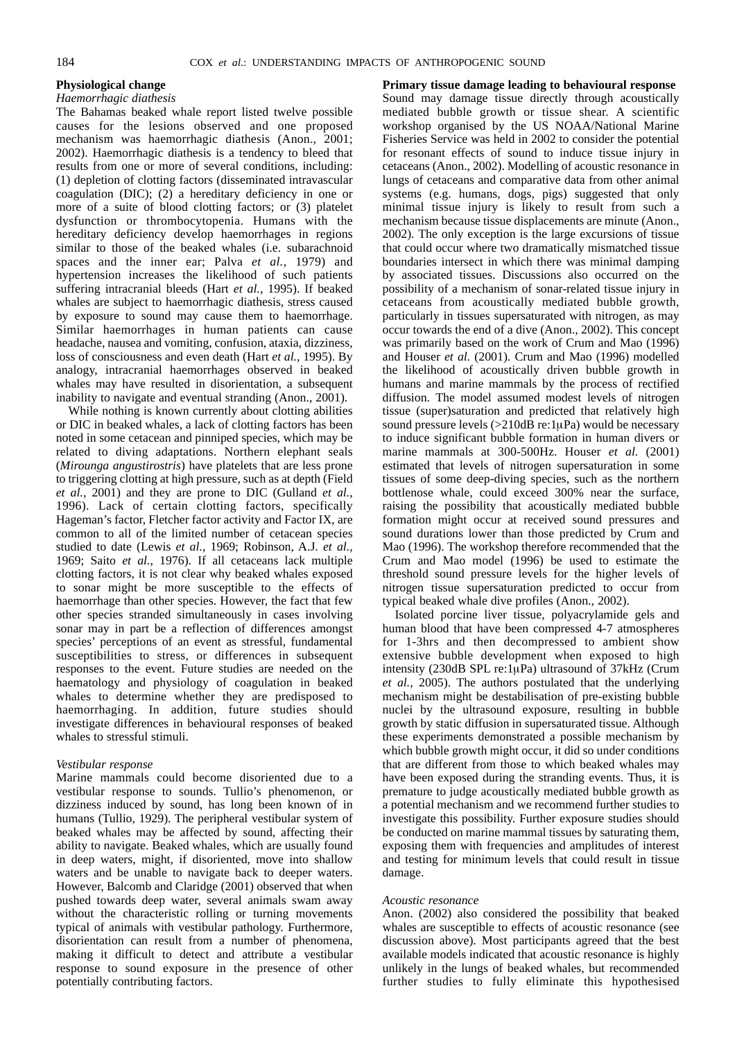### Physiological change

#### *Haemorrhagic diathesis*

The Bahamas beaked whale report listed twelve possible causes for the lesions observed and one proposed mechanism was haemorrhagic diathesis (Anon., 2001; 2002). Haemorrhagic diathesis is a tendency to bleed that results from one or more of several conditions, including: (1) depletion of clotting factors (disseminated intravascular coagulation (DIC); (2) a hereditary deficiency in one or more of a suite of blood clotting factors; or (3) platelet dysfunction or thrombocytopenia. Humans with the hereditary deficiency develop haemorrhages in regions similar to those of the beaked whales (i.e. subarachnoid spaces and the inner ear; Palva *et al.*, 1979) and hypertension increases the likelihood of such patients suffering intracranial bleeds (Hart *et al.*, 1995). If beaked whales are subject to haemorrhagic diathesis, stress caused by exposure to sound may cause them to haemorrhage. Similar haemorrhages in human patients can cause headache, nausea and vomiting, confusion, ataxia, dizziness, loss of consciousness and even death (Hart *et al.*, 1995). By analogy, intracranial haemorrhages observed in beaked whales may have resulted in disorientation, a subsequent inability to navigate and eventual stranding (Anon., 2001).

While nothing is known currently about clotting abilities or DIC in beaked whales, a lack of clotting factors has been noted in some cetacean and pinniped species, which may be related to diving adaptations. Northern elephant seals (*Mirounga angustirostris*) have platelets that are less prone to triggering clotting at high pressure, such as at depth (Field *et al.*, 2001) and they are prone to DIC (Gulland *et al.*, 1996). Lack of certain clotting factors, specifically Hageman's factor, Fletcher factor activity and Factor IX, are common to all of the limited number of cetacean species studied to date (Lewis *et al.*, 1969; Robinson, A.J. *et al.*, 1969; Saito *et al.*, 1976). If all cetaceans lack multiple clotting factors, it is not clear why beaked whales exposed to sonar might be more susceptible to the effects of haemorrhage than other species. However, the fact that few other species stranded simultaneously in cases involving sonar may in part be a reflection of differences amongst species' perceptions of an event as stressful, fundamental susceptibilities to stress, or differences in subsequent responses to the event. Future studies are needed on the haematology and physiology of coagulation in beaked whales to determine whether they are predisposed to haemorrhaging. In addition, future studies should investigate differences in behavioural responses of beaked whales to stressful stimuli.

#### *Vestibular response*

Marine mammals could become disoriented due to a vestibular response to sounds. Tullio's phenomenon, or dizziness induced by sound, has long been known of in humans (Tullio, 1929). The peripheral vestibular system of beaked whales may be affected by sound, affecting their ability to navigate. Beaked whales, which are usually found in deep waters, might, if disoriented, move into shallow waters and be unable to navigate back to deeper waters. However, Balcomb and Claridge (2001) observed that when pushed towards deep water, several animals swam away without the characteristic rolling or turning movements typical of animals with vestibular pathology. Furthermore, disorientation can result from a number of phenomena, making it difficult to detect and attribute a vestibular response to sound exposure in the presence of other potentially contributing factors.

### Primary tissue damage leading to behavioural response

Sound may damage tissue directly through acoustically mediated bubble growth or tissue shear. A scientific workshop organised by the US NOAA/National Marine Fisheries Service was held in 2002 to consider the potential for resonant effects of sound to induce tissue injury in cetaceans (Anon., 2002). Modelling of acoustic resonance in lungs of cetaceans and comparative data from other animal systems (e.g. humans, dogs, pigs) suggested that only minimal tissue injury is likely to result from such a mechanism because tissue displacements are minute (Anon., 2002). The only exception is the large excursions of tissue that could occur where two dramatically mismatched tissue boundaries intersect in which there was minimal damping by associated tissues. Discussions also occurred on the possibility of a mechanism of sonar-related tissue injury in cetaceans from acoustically mediated bubble growth, particularly in tissues supersaturated with nitrogen, as may occur towards the end of a dive (Anon., 2002). This concept was primarily based on the work of Crum and Mao (1996) and Houser *et al.* (2001). Crum and Mao (1996) modelled the likelihood of acoustically driven bubble growth in humans and marine mammals by the process of rectified diffusion. The model assumed modest levels of nitrogen tissue (super)saturation and predicted that relatively high sound pressure levels (>210dB re:1μPa) would be necessary to induce significant bubble formation in human divers or marine mammals at 300-500Hz. Houser *et al.* (2001) estimated that levels of nitrogen supersaturation in some tissues of some deep-diving species, such as the northern bottlenose whale, could exceed 300% near the surface, raising the possibility that acoustically mediated bubble formation might occur at received sound pressures and sound durations lower than those predicted by Crum and Mao (1996). The workshop therefore recommended that the Crum and Mao model (1996) be used to estimate the threshold sound pressure levels for the higher levels of nitrogen tissue supersaturation predicted to occur from typical beaked whale dive profiles (Anon., 2002).

Isolated porcine liver tissue, polyacrylamide gels and human blood that have been compressed 4-7 atmospheres for 1-3hrs and then decompressed to ambient show extensive bubble development when exposed to high intensity (230dB SPL re:1μPa) ultrasound of 37kHz (Crum *et al.*, 2005). The authors postulated that the underlying mechanism might be destabilisation of pre-existing bubble nuclei by the ultrasound exposure, resulting in bubble growth by static diffusion in supersaturated tissue. Although these experiments demonstrated a possible mechanism by which bubble growth might occur, it did so under conditions that are different from those to which beaked whales may have been exposed during the stranding events. Thus, it is premature to judge acoustically mediated bubble growth as a potential mechanism and we recommend further studies to investigate this possibility. Further exposure studies should be conducted on marine mammal tissues by saturating them, exposing them with frequencies and amplitudes of interest and testing for minimum levels that could result in tissue damage.

#### *Acoustic resonance*

Anon. (2002) also considered the possibility that beaked whales are susceptible to effects of acoustic resonance (see discussion above). Most participants agreed that the best available models indicated that acoustic resonance is highly unlikely in the lungs of beaked whales, but recommended further studies to fully eliminate this hypothesised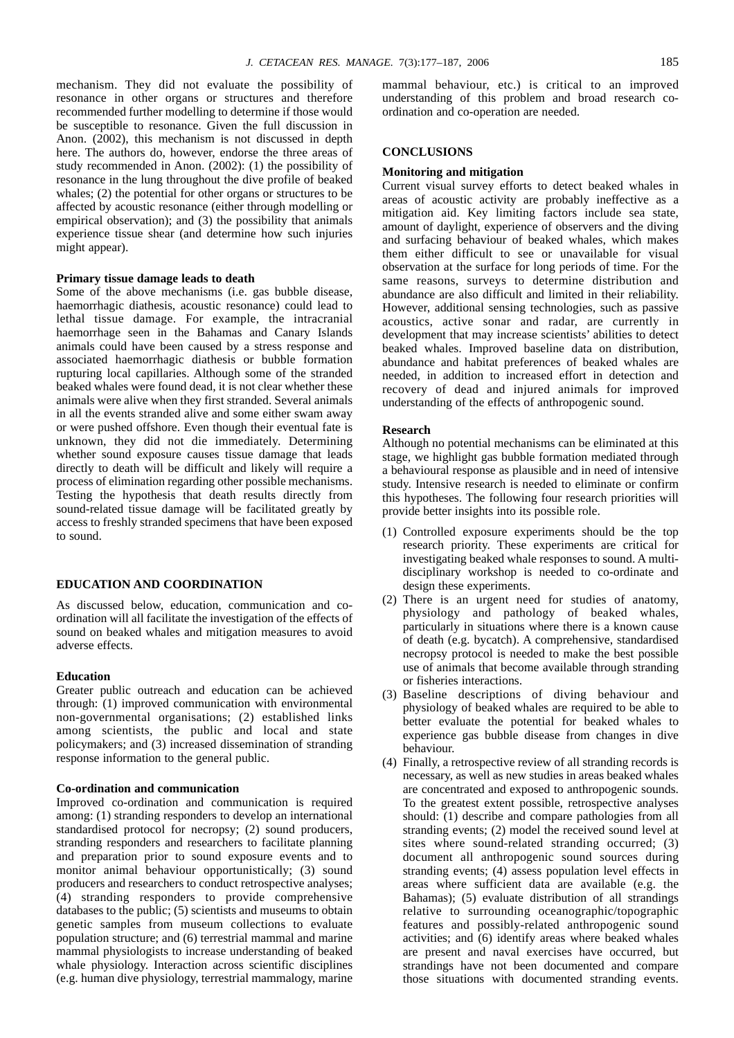mechanism. They did not evaluate the possibility of resonance in other organs or structures and therefore recommended further modelling to determine if those would be susceptible to resonance. Given the full discussion in Anon. (2002), this mechanism is not discussed in depth here. The authors do, however, endorse the three areas of study recommended in Anon. (2002): (1) the possibility of resonance in the lung throughout the dive profile of beaked whales; (2) the potential for other organs or structures to be affected by acoustic resonance (either through modelling or empirical observation); and (3) the possibility that animals experience tissue shear (and determine how such injuries might appear).

### Primary tissue damage leads to death

Some of the above mechanisms (i.e. gas bubble disease, haemorrhagic diathesis, acoustic resonance) could lead to lethal tissue damage. For example, the intracranial haemorrhage seen in the Bahamas and Canary Islands animals could have been caused by a stress response and associated haemorrhagic diathesis or bubble formation rupturing local capillaries. Although some of the stranded beaked whales were found dead, it is not clear whether these animals were alive when they first stranded. Several animals in all the events stranded alive and some either swam away or were pushed offshore. Even though their eventual fate is unknown, they did not die immediately. Determining whether sound exposure causes tissue damage that leads directly to death will be difficult and likely will require a process of elimination regarding other possible mechanisms. Testing the hypothesis that death results directly from sound-related tissue damage will be facilitated greatly by access to freshly stranded specimens that have been exposed to sound.

## EDUCATION AND COORDINATION

As discussed below, education, communication and co-ordination will all facilitate the investigation of the effects of sound on beaked whales and mitigation measures to avoid adverse effects.

### Education

Greater public outreach and education can be achieved through: (1) improved communication with environmental non-governmental organisations; (2) established links among scientists, the public and local and state policymakers; and (3) increased dissemination of stranding response information to the general public.

### Co-ordination and communication

Improved co-ordination and communication is required among: (1) stranding responders to develop an international standardised protocol for necropsy; (2) sound producers, stranding responders and researchers to facilitate planning and preparation prior to sound exposure events and to monitor animal behaviour opportunistically; (3) sound producers and researchers to conduct retrospective analyses; (4) stranding responders to provide comprehensive databases to the public; (5) scientists and museums to obtain genetic samples from museum collections to evaluate population structure; and (6) terrestrial mammal and marine mammal physiologists to increase understanding of beaked whale physiology. Interaction across scientific disciplines (e.g. human dive physiology, terrestrial mammalogy, marine mammal behaviour, etc.) is critical to an improved understanding of this problem and broad research co-ordination and co-operation are needed.

## CONCLUSIONS

### Monitoring and mitigation

Current visual survey efforts to detect beaked whales in areas of acoustic activity are probably ineffective as a mitigation aid. Key limiting factors include sea state, amount of daylight, experience of observers and the diving and surfacing behaviour of beaked whales, which makes them either difficult to see or unavailable for visual observation at the surface for long periods of time. For the same reasons, surveys to determine distribution and abundance are also difficult and limited in their reliability. However, additional sensing technologies, such as passive acoustics, active sonar and radar, are currently in development that may increase scientists' abilities to detect beaked whales. Improved baseline data on distribution, abundance and habitat preferences of beaked whales are needed, in addition to increased effort in detection and recovery of dead and injured animals for improved understanding of the effects of anthropogenic sound.

### Research

Although no potential mechanisms can be eliminated at this stage, we highlight gas bubble formation mediated through a behavioural response as plausible and in need of intensive study. Intensive research is needed to eliminate or confirm this hypotheses. The following four research priorities will provide better insights into its possible role.

(1) Controlled exposure experiments should be the top research priority. These experiments are critical for investigating beaked whale responses to sound. A multi-disciplinary workshop is needed to co-ordinate and design these experiments.
(2) There is an urgent need for studies of anatomy, physiology and pathology of beaked whales, particularly in situations where there is a known cause of death (e.g. bycatch). A comprehensive, standardised necropsy protocol is needed to make the best possible use of animals that become available through stranding or fisheries interactions.
(3) Baseline descriptions of diving behaviour and physiology of beaked whales are required to be able to better evaluate the potential for beaked whales to experience gas bubble disease from changes in dive behaviour.
(4) Finally, a retrospective review of all stranding records is necessary, as well as new studies in areas beaked whales are concentrated and exposed to anthropogenic sounds. To the greatest extent possible, retrospective analyses should: (1) describe and compare pathologies from all stranding events; (2) model the received sound level at sites where sound-related stranding occurred; (3) document all anthropogenic sound sources during stranding events; (4) assess population level effects in areas where sufficient data are available (e.g. the Bahamas); (5) evaluate distribution of all strandings relative to surrounding oceanographic/topographic features and possibly-related anthropogenic sound activities; and (6) identify areas where beaked whales are present and naval exercises have occurred, but strandings have not been documented and compare those situations with documented stranding events.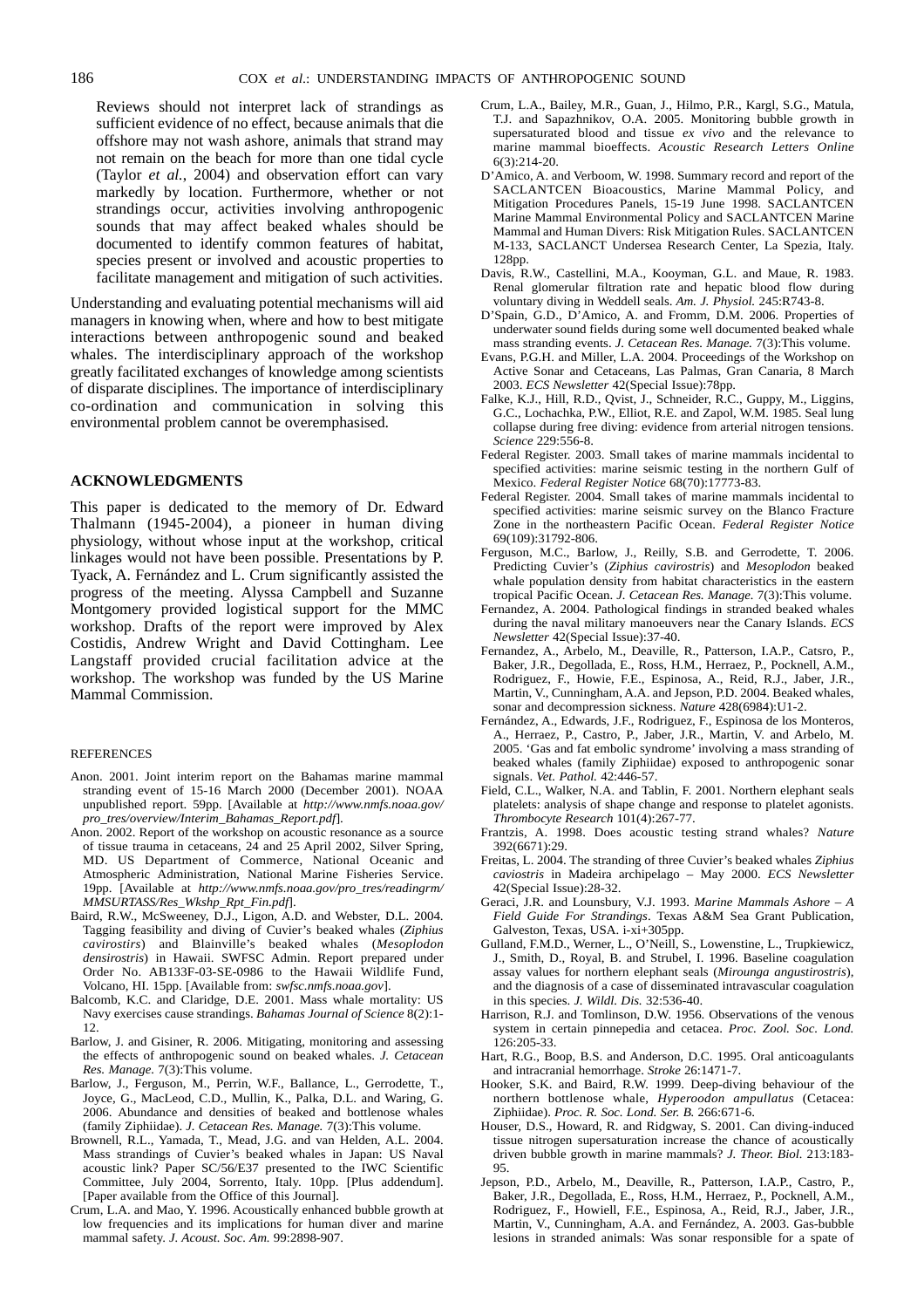Reviews should not interpret lack of strandings as sufficient evidence of no effect, because animals that die offshore may not wash ashore, animals that strand may not remain on the beach for more than one tidal cycle (Taylor *et al.*, 2004) and observation effort can vary markedly by location. Furthermore, whether or not strandings occur, activities involving anthropogenic sounds that may affect beaked whales should be documented to identify common features of habitat, species present or involved and acoustic properties to facilitate management and mitigation of such activities.

Understanding and evaluating potential mechanisms will aid managers in knowing when, where and how to best mitigate interactions between anthropogenic sound and beaked whales. The interdisciplinary approach of the workshop greatly facilitated exchanges of knowledge among scientists of disparate disciplines. The importance of interdisciplinary co-ordination and communication in solving this environmental problem cannot be overemphasised.

## ACKNOWLEDGMENTS

This paper is dedicated to the memory of Dr. Edward Thalmann (1945-2004), a pioneer in human diving physiology, without whose input at the workshop, critical linkages would not have been possible. Presentations by P. Tyack, A. Fernández and L. Crum significantly assisted the progress of the meeting. Alyssa Campbell and Suzanne Montgomery provided logistical support for the MMC workshop. Drafts of the report were improved by Alex Costidis, Andrew Wright and David Cottingham. Lee Langstaff provided crucial facilitation advice at the workshop. The workshop was funded by the US Marine Mammal Commission.

## REFERENCES

Anon. 2001. Joint interim report on the Bahamas marine mammal stranding event of 15-16 March 2000 (December 2001). NOAA unpublished report. 59pp. [Available at *http://www.nmfs.noaa.gov/pro_tres/overview/Interim_Bahamas_Report.pdf*].

Anon. 2002. Report of the workshop on acoustic resonance as a source of tissue trauma in cetaceans, 24 and 25 April 2002, Silver Spring, MD. US Department of Commerce, National Oceanic and Atmospheric Administration, National Marine Fisheries Service. 19pp. [Available at *http://www.nmfs.noaa.gov/pro_tres/readingrm/MMSURTASS/Res_Wkshp_Rpt_Fin.pdf*].

Baird, R.W., McSweeney, D.J., Ligon, A.D. and Webster, D.L. 2004. Tagging feasibility and diving of Cuvier's beaked whales (*Ziphius cavirostirs*) and Blainville's beaked whales (*Mesoplodon densirostris*) in Hawaii. SWFSC Admin. Report prepared under Order No. AB133F-03-SE-0986 to the Hawaii Wildlife Fund, Volcano, HI. 15pp. [Available from: *swfsc.nmfs.noaa.gov*].

Balcomb, K.C. and Claridge, D.E. 2001. Mass whale mortality: US Navy exercises cause strandings. *Bahamas Journal of Science* 8(2):1-12.

Barlow, J. and Gisiner, R. 2006. Mitigating, monitoring and assessing the effects of anthropogenic sound on beaked whales. *J. Cetacean Res. Manage.* 7(3):This volume.

Barlow, J., Ferguson, M., Perrin, W.F., Ballance, L., Gerrodette, T., Joyce, G., MacLeod, C.D., Mullin, K., Palka, D.L. and Waring, G. 2006. Abundance and densities of beaked and bottlenose whales (family Ziphiidae). *J. Cetacean Res. Manage.* 7(3):This volume.

Brownell, R.L., Yamada, T., Mead, J.G. and van Helden, A.L. 2004. Mass strandings of Cuvier's beaked whales in Japan: US Naval acoustic link? Paper SC/56/E37 presented to the IWC Scientific Committee, July 2004, Sorrento, Italy. 10pp. [Plus addendum]. [Paper available from the Office of this Journal].

Crum, L.A. and Mao, Y. 1996. Acoustically enhanced bubble growth at low frequencies and its implications for human diver and marine mammal safety. *J. Acoust. Soc. Am.* 99:2898-907.

Crum, L.A., Bailey, M.R., Guan, J., Hilmo, P.R., Kargl, S.G., Matula, T.J. and Sapazhnikov, O.A. 2005. Monitoring bubble growth in supersaturated blood and tissue *ex vivo* and the relevance to marine mammal bioeffects. *Acoustic Research Letters Online* 6(3):214-20.

D'Amico, A. and Verboom, W. 1998. Summary record and report of the SACLANTCEN Bioacoustics, Marine Mammal Policy, and Mitigation Procedures Panels, 15-19 June 1998. SACLANTCEN Marine Mammal Environmental Policy and SACLANTCEN Marine Mammal and Human Divers: Risk Mitigation Rules. SACLANTCEN M-133, SACLANCT Undersea Research Center, La Spezia, Italy. 128pp.

Davis, R.W., Castellini, M.A., Kooyman, G.L. and Maue, R. 1983. Renal glomerular filtration rate and hepatic blood flow during voluntary diving in Weddell seals. *Am. J. Physiol.* 245:R743-8.

D'Spain, G.D., D'Amico, A. and Fromm, D.M. 2006. Properties of underwater sound fields during some well documented beaked whale mass stranding events. *J. Cetacean Res. Manage.* 7(3):This volume.

Evans, P.G.H. and Miller, L.A. 2004. Proceedings of the Workshop on Active Sonar and Cetaceans, Las Palmas, Gran Canaria, 8 March 2003. *ECS Newsletter* 42(Special Issue):78pp.

Falke, K.J., Hill, R.D., Qvist, J., Schneider, R.C., Guppy, M., Liggins, G.C., Lochachka, P.W., Elliot, R.E. and Zapol, W.M. 1985. Seal lung collapse during free diving: evidence from arterial nitrogen tensions. *Science* 229:556-8.

Federal Register. 2003. Small takes of marine mammals incidental to specified activities: marine seismic testing in the northern Gulf of Mexico. *Federal Register Notice* 68(70):17773-83.

Federal Register. 2004. Small takes of marine mammals incidental to specified activities: marine seismic survey on the Blanco Fracture Zone in the northeastern Pacific Ocean. *Federal Register Notice* 69(109):31792-806.

Ferguson, M.C., Barlow, J., Reilly, S.B. and Gerrodette, T. 2006. Predicting Cuvier's (*Ziphius cavirostris*) and *Mesoplodon* beaked whale population density from habitat characteristics in the eastern tropical Pacific Ocean. *J. Cetacean Res. Manage.* 7(3):This volume.

Fernandez, A. 2004. Pathological findings in stranded beaked whales during the naval military manoeuvers near the Canary Islands. *ECS Newsletter* 42(Special Issue):37-40.

Fernandez, A., Arbelo, M., Deaville, R., Patterson, I.A.P., Catsro, P., Baker, J.R., Degollada, E., Ross, H.M., Herraez, P., Pocknell, A.M., Rodriguez, F., Howie, F.E., Espinosa, A., Reid, R.J., Jaber, J.R., Martin, V., Cunningham, A.A. and Jepson, P.D. 2004. Beaked whales, sonar and decompression sickness. *Nature* 428(6984):U1-2.

Fernández, A., Edwards, J.F., Rodriguez, F., Espinosa de los Monteros, A., Herraez, P., Castro, P., Jaber, J.R., Martin, V. and Arbelo, M. 2005. 'Gas and fat embolic syndrome' involving a mass stranding of beaked whales (family Ziphiidae) exposed to anthropogenic sonar signals. *Vet. Pathol.* 42:446-57.

Field, C.L., Walker, N.A. and Tablin, F. 2001. Northern elephant seals platelets: analysis of shape change and response to platelet agonists. *Thrombocyte Research* 101(4):267-77.

Frantzis, A. 1998. Does acoustic testing strand whales? *Nature* 392(6671):29.

Freitas, L. 2004. The stranding of three Cuvier's beaked whales *Ziphius caviostris* in Madeira archipelago – May 2000. *ECS Newsletter* 42(Special Issue):28-32.

Geraci, J.R. and Lounsbury, V.J. 1993. *Marine Mammals Ashore – A Field Guide For Strandings*. Texas A&M Sea Grant Publication, Galveston, Texas, USA. i-xi+305pp.

Gulland, F.M.D., Werner, L., O'Neill, S., Lowenstine, L., Trupkiewicz, J., Smith, D., Royal, B. and Strubel, I. 1996. Baseline coagulation assay values for northern elephant seals (*Mirounga angustirostris*), and the diagnosis of a case of disseminated intravascular coagulation in this species. *J. Wildl. Dis.* 32:536-40.

Harrison, R.J. and Tomlinson, D.W. 1956. Observations of the venous system in certain pinnepedia and cetacea. *Proc. Zool. Soc. Lond.* 126:205-33.

Hart, R.G., Boop, B.S. and Anderson, D.C. 1995. Oral anticoagulants and intracranial hemorrhage. *Stroke* 26:1471-7.

Hooker, S.K. and Baird, R.W. 1999. Deep-diving behaviour of the northern bottlenose whale, *Hyperoodon ampullatus* (Cetacea: Ziphiidae). *Proc. R. Soc. Lond. Ser. B.* 266:671-6.

Houser, D.S., Howard, R. and Ridgway, S. 2001. Can diving-induced tissue nitrogen supersaturation increase the chance of acoustically driven bubble growth in marine mammals? *J. Theor. Biol.* 213:183-95.

Jepson, P.D., Arbelo, M., Deaville, R., Patterson, I.A.P., Castro, P., Baker, J.R., Degollada, E., Ross, H.M., Herraez, P., Pocknell, A.M., Rodriguez, F., Howiell, F.E., Espinosa, A., Reid, R.J., Jaber, J.R., Martin, V., Cunningham, A.A. and Fernández, A. 2003. Gas-bubble lesions in stranded animals: Was sonar responsible for a spate of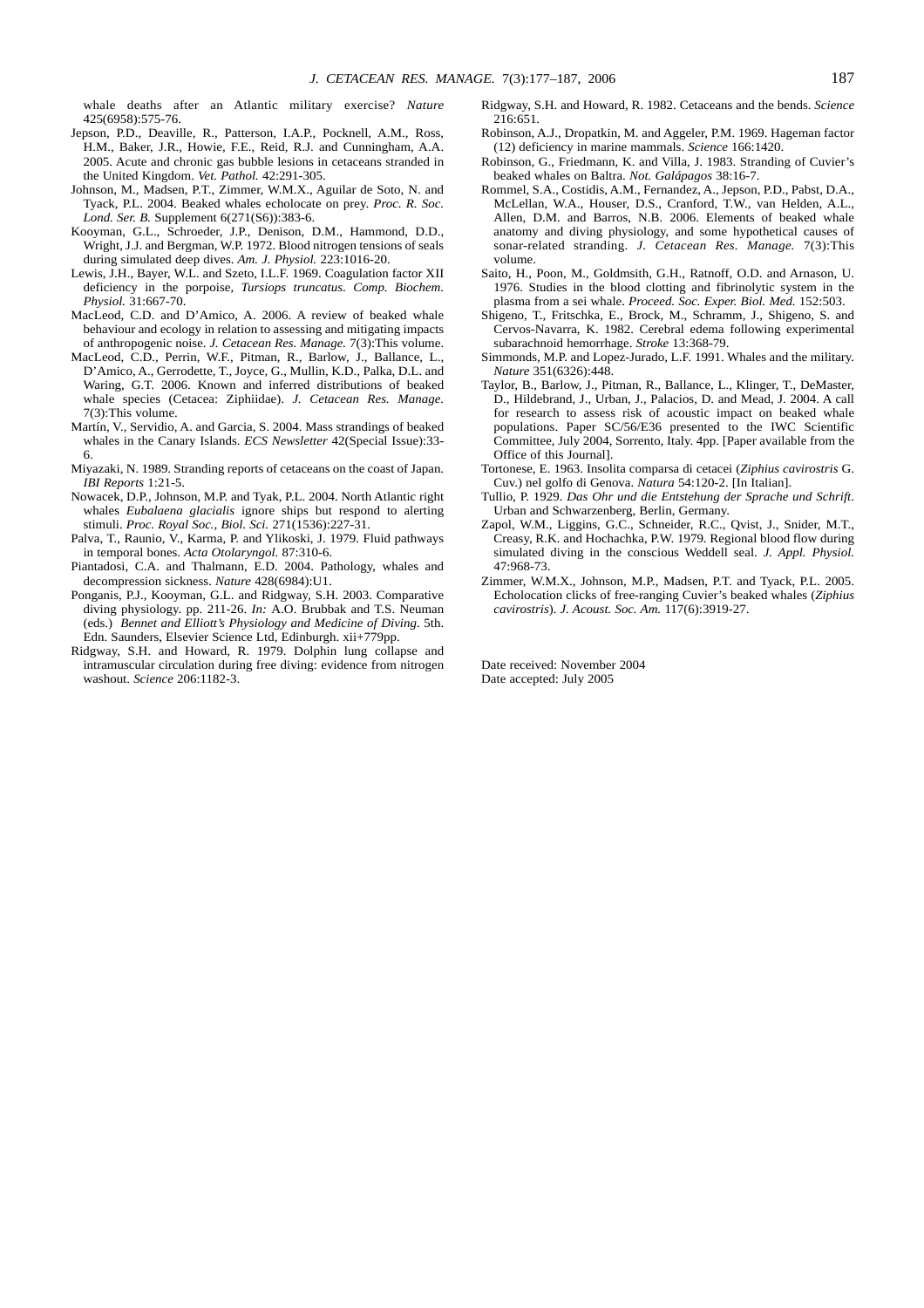whale deaths after an Atlantic military exercise? *Nature* 425(6958):575-76.

Jepson, P.D., Deaville, R., Patterson, I.A.P., Pocknell, A.M., Ross, H.M., Baker, J.R., Howie, F.E., Reid, R.J. and Cunningham, A.A. 2005. Acute and chronic gas bubble lesions in cetaceans stranded in the United Kingdom. *Vet. Pathol.* 42:291-305.

Johnson, M., Madsen, P.T., Zimmer, W.M.X., Aguilar de Soto, N. and Tyack, P.L. 2004. Beaked whales echolocate on prey. *Proc. R. Soc. Lond. Ser. B.* Supplement 6(271(S6)):383-6.

Kooyman, G.L., Schroeder, J.P., Denison, D.M., Hammond, D.D., Wright, J.J. and Bergman, W.P. 1972. Blood nitrogen tensions of seals during simulated deep dives. *Am. J. Physiol.* 223:1016-20.

Lewis, J.H., Bayer, W.L. and Szeto, I.L.F. 1969. Coagulation factor XII deficiency in the porpoise, *Tursiops truncatus*. *Comp. Biochem. Physiol.* 31:667-70.

MacLeod, C.D. and D'Amico, A. 2006. A review of beaked whale behaviour and ecology in relation to assessing and mitigating impacts of anthropogenic noise. *J. Cetacean Res. Manage.* 7(3):This volume.

MacLeod, C.D., Perrin, W.F., Pitman, R., Barlow, J., Ballance, L., D'Amico, A., Gerrodette, T., Joyce, G., Mullin, K.D., Palka, D.L. and Waring, G.T. 2006. Known and inferred distributions of beaked whale species (Cetacea: Ziphiidae). *J. Cetacean Res. Manage.* 7(3):This volume.

Martín, V., Servidio, A. and Garcia, S. 2004. Mass strandings of beaked whales in the Canary Islands. *ECS Newsletter* 42(Special Issue):33-6.

Miyazaki, N. 1989. Stranding reports of cetaceans on the coast of Japan. *IBI Reports* 1:21-5.

Nowacek, D.P., Johnson, M.P. and Tyak, P.L. 2004. North Atlantic right whales *Eubalaena glacialis* ignore ships but respond to alerting stimuli. *Proc. Royal Soc., Biol. Sci.* 271(1536):227-31.

Palva, T., Raunio, V., Karma, P. and Ylikoski, J. 1979. Fluid pathways in temporal bones. *Acta Otolaryngol.* 87:310-6.

Piantadosi, C.A. and Thalmann, E.D. 2004. Pathology, whales and decompression sickness. *Nature* 428(6984):U1.

Ponganis, P.J., Kooyman, G.L. and Ridgway, S.H. 2003. Comparative diving physiology. pp. 211-26. *In:* A.O. Brubbak and T.S. Neuman (eds.) *Bennet and Elliott's Physiology and Medicine of Diving*. 5th. Edn. Saunders, Elsevier Science Ltd, Edinburgh. xii+779pp.

Ridgway, S.H. and Howard, R. 1979. Dolphin lung collapse and intramuscular circulation during free diving: evidence from nitrogen washout. *Science* 206:1182-3.

Ridgway, S.H. and Howard, R. 1982. Cetaceans and the bends. *Science* 216:651.

Robinson, A.J., Dropatkin, M. and Aggeler, P.M. 1969. Hageman factor (12) deficiency in marine mammals. *Science* 166:1420.

Robinson, G., Friedmann, K. and Villa, J. 1983. Stranding of Cuvier's beaked whales on Baltra. *Not. Galápagos* 38:16-7.

Rommel, S.A., Costidis, A.M., Fernandez, A., Jepson, P.D., Pabst, D.A., McLellan, W.A., Houser, D.S., Cranford, T.W., van Helden, A.L., Allen, D.M. and Barros, N.B. 2006. Elements of beaked whale anatomy and diving physiology, and some hypothetical causes of sonar-related stranding. *J. Cetacean Res. Manage.* 7(3):This volume.

Saito, H., Poon, M., Goldmsith, G.H., Ratnoff, O.D. and Arnason, U. 1976. Studies in the blood clotting and fibrinolytic system in the plasma from a sei whale. *Proceed. Soc. Exper. Biol. Med.* 152:503.

Shigeno, T., Fritschka, E., Brock, M., Schramm, J., Shigeno, S. and Cervos-Navarra, K. 1982. Cerebral edema following experimental subarachnoid hemorrhage. *Stroke* 13:368-79.

Simmonds, M.P. and Lopez-Jurado, L.F. 1991. Whales and the military. *Nature* 351(6326):448.

Taylor, B., Barlow, J., Pitman, R., Ballance, L., Klinger, T., DeMaster, D., Hildebrand, J., Urban, J., Palacios, D. and Mead, J. 2004. A call for research to assess risk of acoustic impact on beaked whale populations. Paper SC/56/E36 presented to the IWC Scientific Committee, July 2004, Sorrento, Italy. 4pp. [Paper available from the Office of this Journal].

Tortonese, E. 1963. Insolita comparsa di cetacei (*Ziphius cavirostris* G. Cuv.) nel golfo di Genova. *Natura* 54:120-2. [In Italian].

Tullio, P. 1929. *Das Ohr und die Entstehung der Sprache und Schrift*. Urban and Schwarzenberg, Berlin, Germany.

Zapol, W.M., Liggins, G.C., Schneider, R.C., Qvist, J., Snider, M.T., Creasy, R.K. and Hochachka, P.W. 1979. Regional blood flow during simulated diving in the conscious Weddell seal. *J. Appl. Physiol.* 47:968-73.

Zimmer, W.M.X., Johnson, M.P., Madsen, P.T. and Tyack, P.L. 2005. Echolocation clicks of free-ranging Cuvier's beaked whales (*Ziphius cavirostris*). *J. Acoust. Soc. Am.* 117(6):3919-27.

Date received: November 2004
Date accepted: July 2005